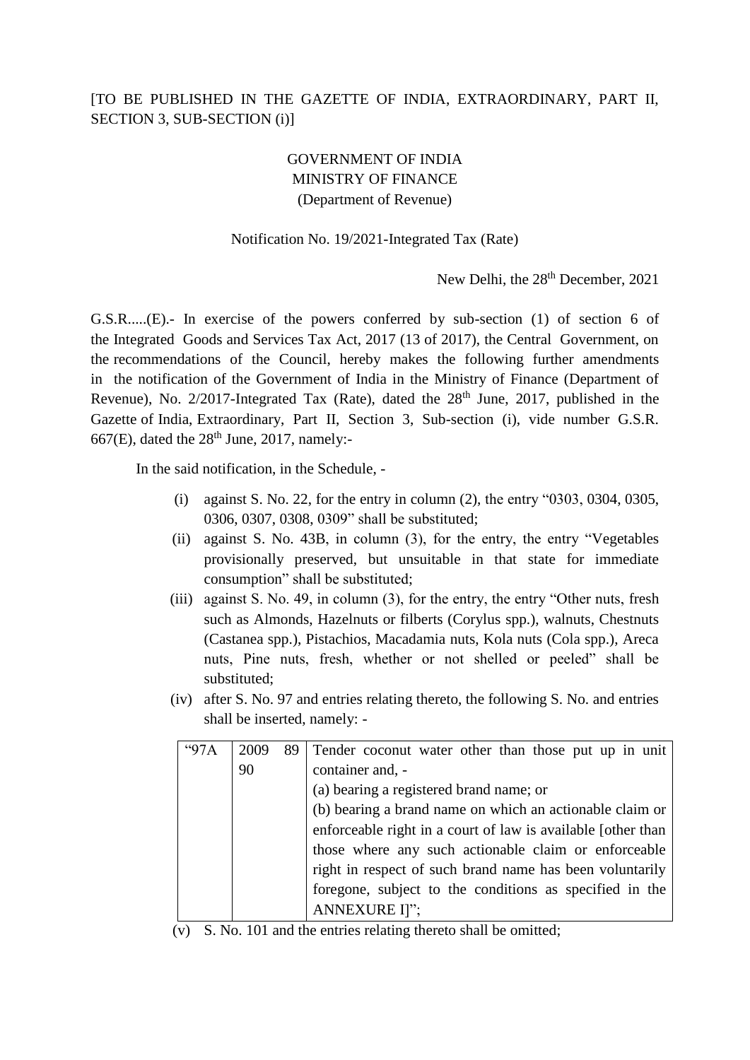[TO BE PUBLISHED IN THE GAZETTE OF INDIA, EXTRAORDINARY, PART II, SECTION 3, SUB-SECTION (i)]

GOVERNMENT OF INDIA
MINISTRY OF FINANCE
(Department of Revenue)

Notification No. 19/2021-Integrated Tax (Rate)

New Delhi, the 28th December, 2021

G.S.R.....(E).- In exercise of the powers conferred by sub-section (1) of section 6 of the Integrated Goods and Services Tax Act, 2017 (13 of 2017), the Central Government, on the recommendations of the Council, hereby makes the following further amendments in the notification of the Government of India in the Ministry of Finance (Department of Revenue), No. 2/2017-Integrated Tax (Rate), dated the 28th June, 2017, published in the Gazette of India, Extraordinary, Part II, Section 3, Sub-section (i), vide number G.S.R. 667(E), dated the 28th June, 2017, namely:-

In the said notification, in the Schedule, -

(i) against S. No. 22, for the entry in column (2), the entry "0303, 0304, 0305, 0306, 0307, 0308, 0309" shall be substituted;

(ii) against S. No. 43B, in column (3), for the entry, the entry "Vegetables provisionally preserved, but unsuitable in that state for immediate consumption" shall be substituted;

(iii) against S. No. 49, in column (3), for the entry, the entry "Other nuts, fresh such as Almonds, Hazelnuts or filberts (Corylus spp.), walnuts, Chestnuts (Castanea spp.), Pistachios, Macadamia nuts, Kola nuts (Cola spp.), Areca nuts, Pine nuts, fresh, whether or not shelled or peeled" shall be substituted;

(iv) after S. No. 97 and entries relating thereto, the following S. No. and entries shall be inserted, namely: -

| "97A | 2009 89 90 | Tender coconut water other than those put up in unit container and, -<br>(a) bearing a registered brand name; or<br>(b) bearing a brand name on which an actionable claim or enforceable right in a court of law is available [other than those where any such actionable claim or enforceable right in respect of such brand name has been voluntarily foregone, subject to the conditions as specified in the ANNEXURE I]"; |
|---|---|---|

(v) S. No. 101 and the entries relating thereto shall be omitted;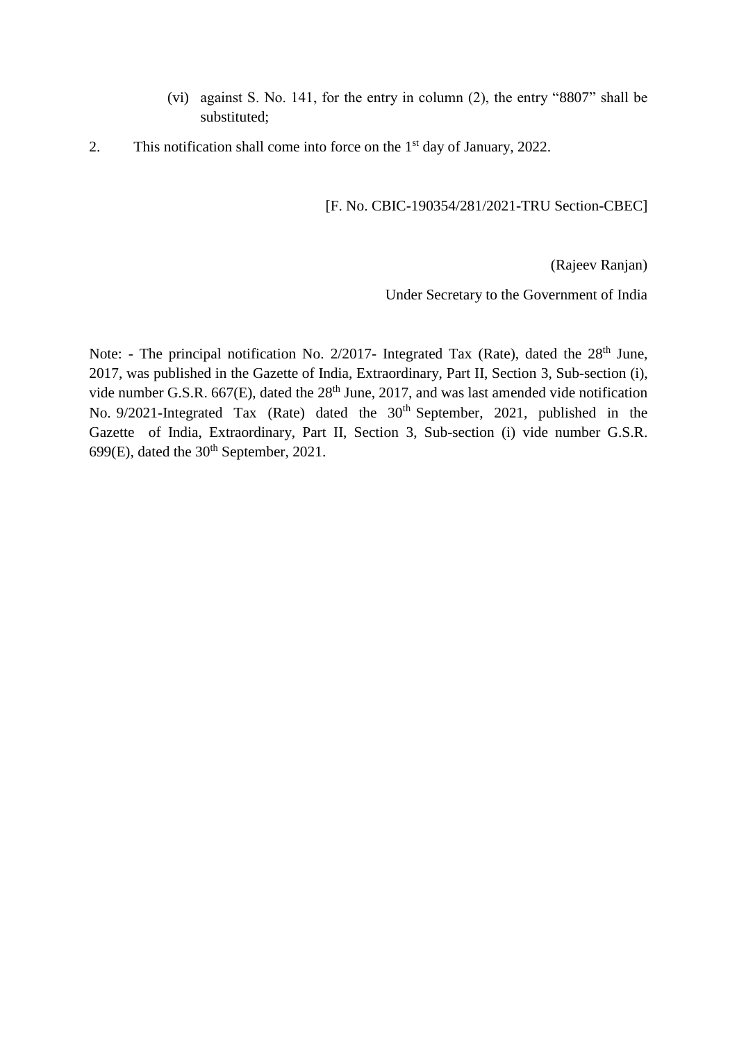(vi) against S. No. 141, for the entry in column (2), the entry "8807" shall be substituted;

2. This notification shall come into force on the 1st day of January, 2022.

[F. No. CBIC-190354/281/2021-TRU Section-CBEC]

(Rajeev Ranjan)

Under Secretary to the Government of India

Note: - The principal notification No. 2/2017- Integrated Tax (Rate), dated the 28th June, 2017, was published in the Gazette of India, Extraordinary, Part II, Section 3, Sub-section (i), vide number G.S.R. 667(E), dated the 28th June, 2017, and was last amended vide notification No. 9/2021-Integrated Tax (Rate) dated the 30th September, 2021, published in the Gazette of India, Extraordinary, Part II, Section 3, Sub-section (i) vide number G.S.R. 699(E), dated the 30th September, 2021.